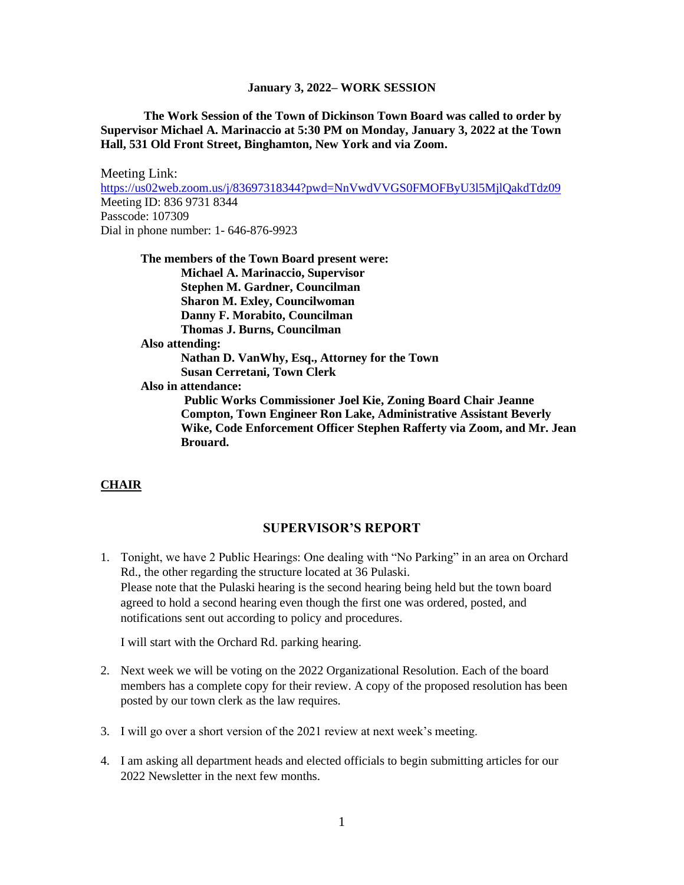**January 3, 2022– WORK SESSION**

**The Work Session of the Town of Dickinson Town Board was called to order by Supervisor Michael A. Marinaccio at 5:30 PM on Monday, January 3, 2022 at the Town Hall, 531 Old Front Street, Binghamton, New York and via Zoom.**

Meeting Link:
https://us02web.zoom.us/j/83697318344?pwd=NnVwdVVGS0FMOFByU3l5MjlQakdTdz09
Meeting ID: 836 9731 8344
Passcode: 107309
Dial in phone number: 1- 646-876-9923

**The members of the Town Board present were:**
**Michael A. Marinaccio, Supervisor**
**Stephen M. Gardner, Councilman**
**Sharon M. Exley, Councilwoman**
**Danny F. Morabito, Councilman**
**Thomas J. Burns, Councilman**

**Also attending:**
**Nathan D. VanWhy, Esq., Attorney for the Town**
**Susan Cerretani, Town Clerk**

**Also in attendance:**
**Public Works Commissioner Joel Kie, Zoning Board Chair Jeanne Compton, Town Engineer Ron Lake, Administrative Assistant Beverly Wike, Code Enforcement Officer Stephen Rafferty via Zoom, and Mr. Jean Brouard.**

**CHAIR**

## SUPERVISOR'S REPORT

1. Tonight, we have 2 Public Hearings: One dealing with "No Parking" in an area on Orchard Rd., the other regarding the structure located at 36 Pulaski.
   Please note that the Pulaski hearing is the second hearing being held but the town board agreed to hold a second hearing even though the first one was ordered, posted, and notifications sent out according to policy and procedures.

   I will start with the Orchard Rd. parking hearing.

2. Next week we will be voting on the 2022 Organizational Resolution. Each of the board members has a complete copy for their review. A copy of the proposed resolution has been posted by our town clerk as the law requires.

3. I will go over a short version of the 2021 review at next week's meeting.

4. I am asking all department heads and elected officials to begin submitting articles for our 2022 Newsletter in the next few months.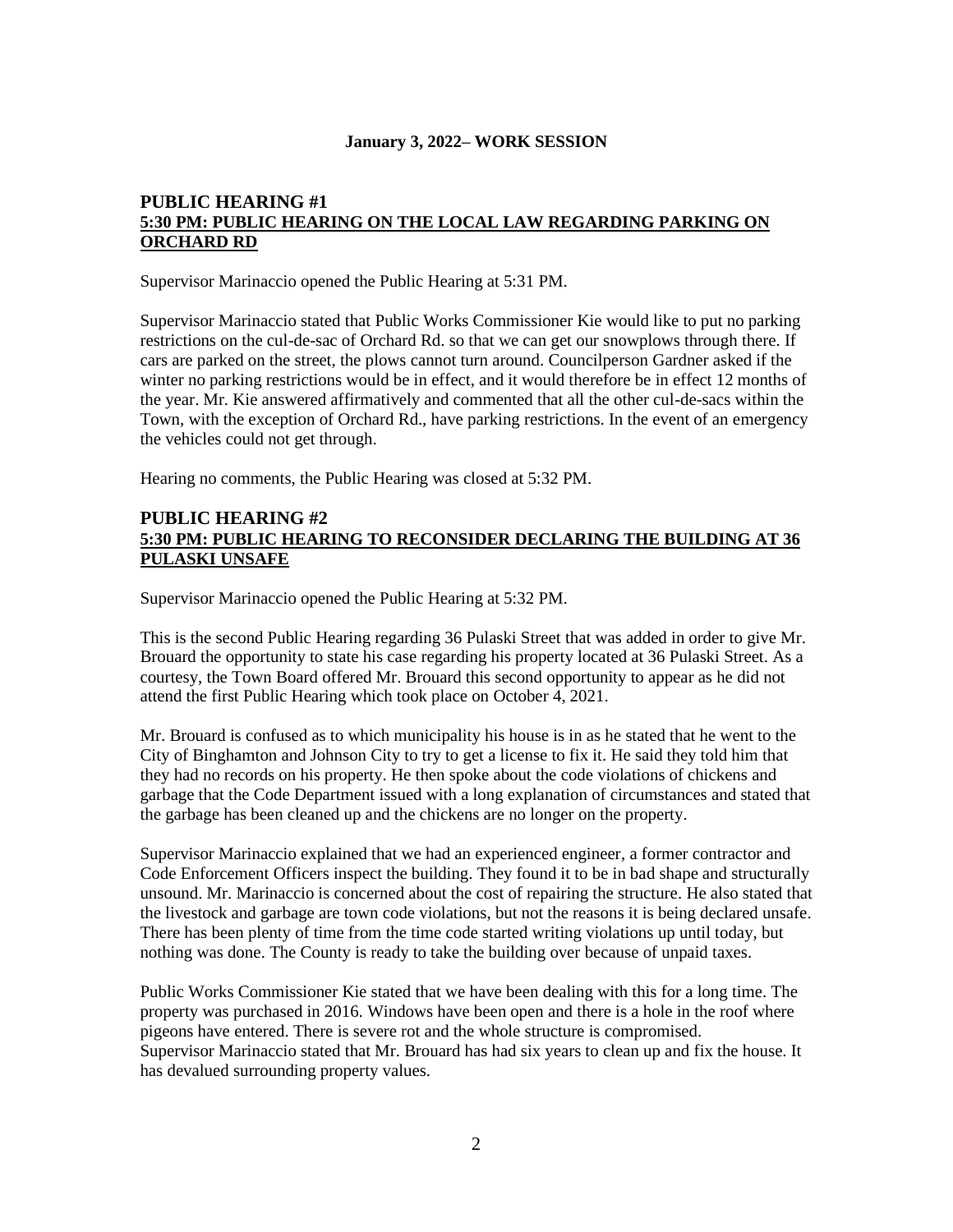**January 3, 2022– WORK SESSION**

## PUBLIC HEARING #1
**5:30 PM: PUBLIC HEARING ON THE LOCAL LAW REGARDING PARKING ON ORCHARD RD**

Supervisor Marinaccio opened the Public Hearing at 5:31 PM.

Supervisor Marinaccio stated that Public Works Commissioner Kie would like to put no parking restrictions on the cul-de-sac of Orchard Rd. so that we can get our snowplows through there. If cars are parked on the street, the plows cannot turn around. Councilperson Gardner asked if the winter no parking restrictions would be in effect, and it would therefore be in effect 12 months of the year. Mr. Kie answered affirmatively and commented that all the other cul-de-sacs within the Town, with the exception of Orchard Rd., have parking restrictions. In the event of an emergency the vehicles could not get through.

Hearing no comments, the Public Hearing was closed at 5:32 PM.

## PUBLIC HEARING #2
**5:30 PM: PUBLIC HEARING TO RECONSIDER DECLARING THE BUILDING AT 36 PULASKI UNSAFE**

Supervisor Marinaccio opened the Public Hearing at 5:32 PM.

This is the second Public Hearing regarding 36 Pulaski Street that was added in order to give Mr. Brouard the opportunity to state his case regarding his property located at 36 Pulaski Street. As a courtesy, the Town Board offered Mr. Brouard this second opportunity to appear as he did not attend the first Public Hearing which took place on October 4, 2021.

Mr. Brouard is confused as to which municipality his house is in as he stated that he went to the City of Binghamton and Johnson City to try to get a license to fix it. He said they told him that they had no records on his property. He then spoke about the code violations of chickens and garbage that the Code Department issued with a long explanation of circumstances and stated that the garbage has been cleaned up and the chickens are no longer on the property.

Supervisor Marinaccio explained that we had an experienced engineer, a former contractor and Code Enforcement Officers inspect the building. They found it to be in bad shape and structurally unsound. Mr. Marinaccio is concerned about the cost of repairing the structure. He also stated that the livestock and garbage are town code violations, but not the reasons it is being declared unsafe. There has been plenty of time from the time code started writing violations up until today, but nothing was done. The County is ready to take the building over because of unpaid taxes.

Public Works Commissioner Kie stated that we have been dealing with this for a long time. The property was purchased in 2016. Windows have been open and there is a hole in the roof where pigeons have entered. There is severe rot and the whole structure is compromised.
Supervisor Marinaccio stated that Mr. Brouard has had six years to clean up and fix the house. It has devalued surrounding property values.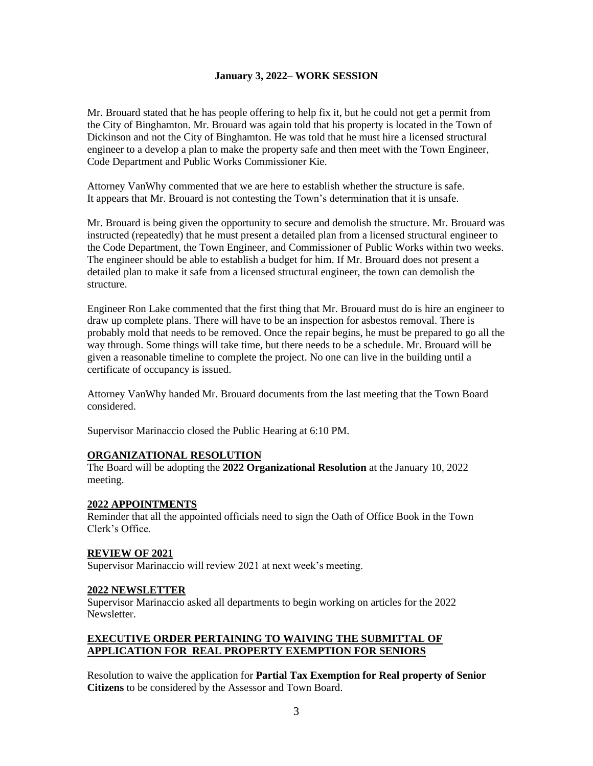**January 3, 2022– WORK SESSION**

Mr. Brouard stated that he has people offering to help fix it, but he could not get a permit from the City of Binghamton. Mr. Brouard was again told that his property is located in the Town of Dickinson and not the City of Binghamton. He was told that he must hire a licensed structural engineer to a develop a plan to make the property safe and then meet with the Town Engineer, Code Department and Public Works Commissioner Kie.

Attorney VanWhy commented that we are here to establish whether the structure is safe. It appears that Mr. Brouard is not contesting the Town's determination that it is unsafe.

Mr. Brouard is being given the opportunity to secure and demolish the structure. Mr. Brouard was instructed (repeatedly) that he must present a detailed plan from a licensed structural engineer to the Code Department, the Town Engineer, and Commissioner of Public Works within two weeks. The engineer should be able to establish a budget for him. If Mr. Brouard does not present a detailed plan to make it safe from a licensed structural engineer, the town can demolish the structure.

Engineer Ron Lake commented that the first thing that Mr. Brouard must do is hire an engineer to draw up complete plans. There will have to be an inspection for asbestos removal. There is probably mold that needs to be removed. Once the repair begins, he must be prepared to go all the way through. Some things will take time, but there needs to be a schedule. Mr. Brouard will be given a reasonable timeline to complete the project. No one can live in the building until a certificate of occupancy is issued.

Attorney VanWhy handed Mr. Brouard documents from the last meeting that the Town Board considered.

Supervisor Marinaccio closed the Public Hearing at 6:10 PM.

## ORGANIZATIONAL RESOLUTION

The Board will be adopting the **2022 Organizational Resolution** at the January 10, 2022 meeting.

## 2022 APPOINTMENTS

Reminder that all the appointed officials need to sign the Oath of Office Book in the Town Clerk's Office.

## REVIEW OF 2021

Supervisor Marinaccio will review 2021 at next week's meeting.

## 2022 NEWSLETTER

Supervisor Marinaccio asked all departments to begin working on articles for the 2022 Newsletter.

## EXECUTIVE ORDER PERTAINING TO WAIVING THE SUBMITTAL OF APPLICATION FOR REAL PROPERTY EXEMPTION FOR SENIORS

Resolution to waive the application for **Partial Tax Exemption for Real property of Senior Citizens** to be considered by the Assessor and Town Board.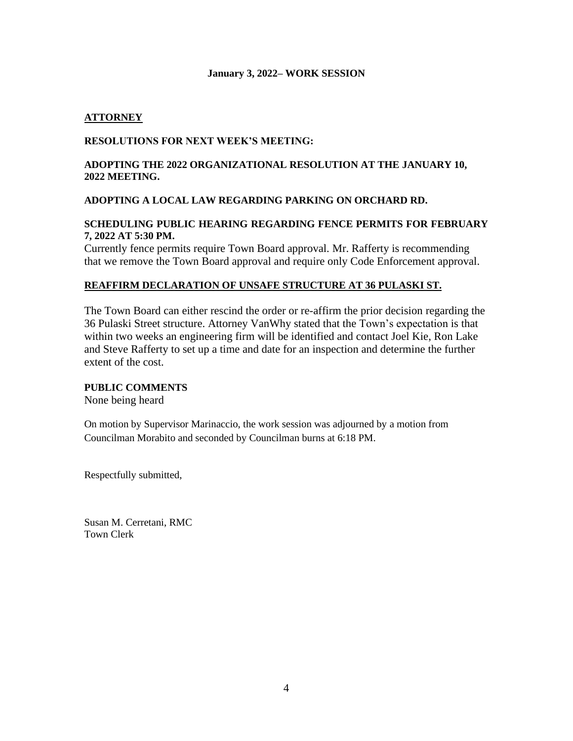**January 3, 2022– WORK SESSION**

**ATTORNEY**

**RESOLUTIONS FOR NEXT WEEK'S MEETING:**

**ADOPTING THE 2022 ORGANIZATIONAL RESOLUTION AT THE JANUARY 10, 2022 MEETING.**

**ADOPTING A LOCAL LAW REGARDING PARKING ON ORCHARD RD.**

**SCHEDULING PUBLIC HEARING REGARDING FENCE PERMITS FOR FEBRUARY 7, 2022 AT 5:30 PM.**

Currently fence permits require Town Board approval. Mr. Rafferty is recommending that we remove the Town Board approval and require only Code Enforcement approval.

**REAFFIRM DECLARATION OF UNSAFE STRUCTURE AT 36 PULASKI ST.**

The Town Board can either rescind the order or re-affirm the prior decision regarding the 36 Pulaski Street structure. Attorney VanWhy stated that the Town's expectation is that within two weeks an engineering firm will be identified and contact Joel Kie, Ron Lake and Steve Rafferty to set up a time and date for an inspection and determine the further extent of the cost.

**PUBLIC COMMENTS**

None being heard

On motion by Supervisor Marinaccio, the work session was adjourned by a motion from Councilman Morabito and seconded by Councilman burns at 6:18 PM.

Respectfully submitted,

Susan M. Cerretani, RMC
Town Clerk